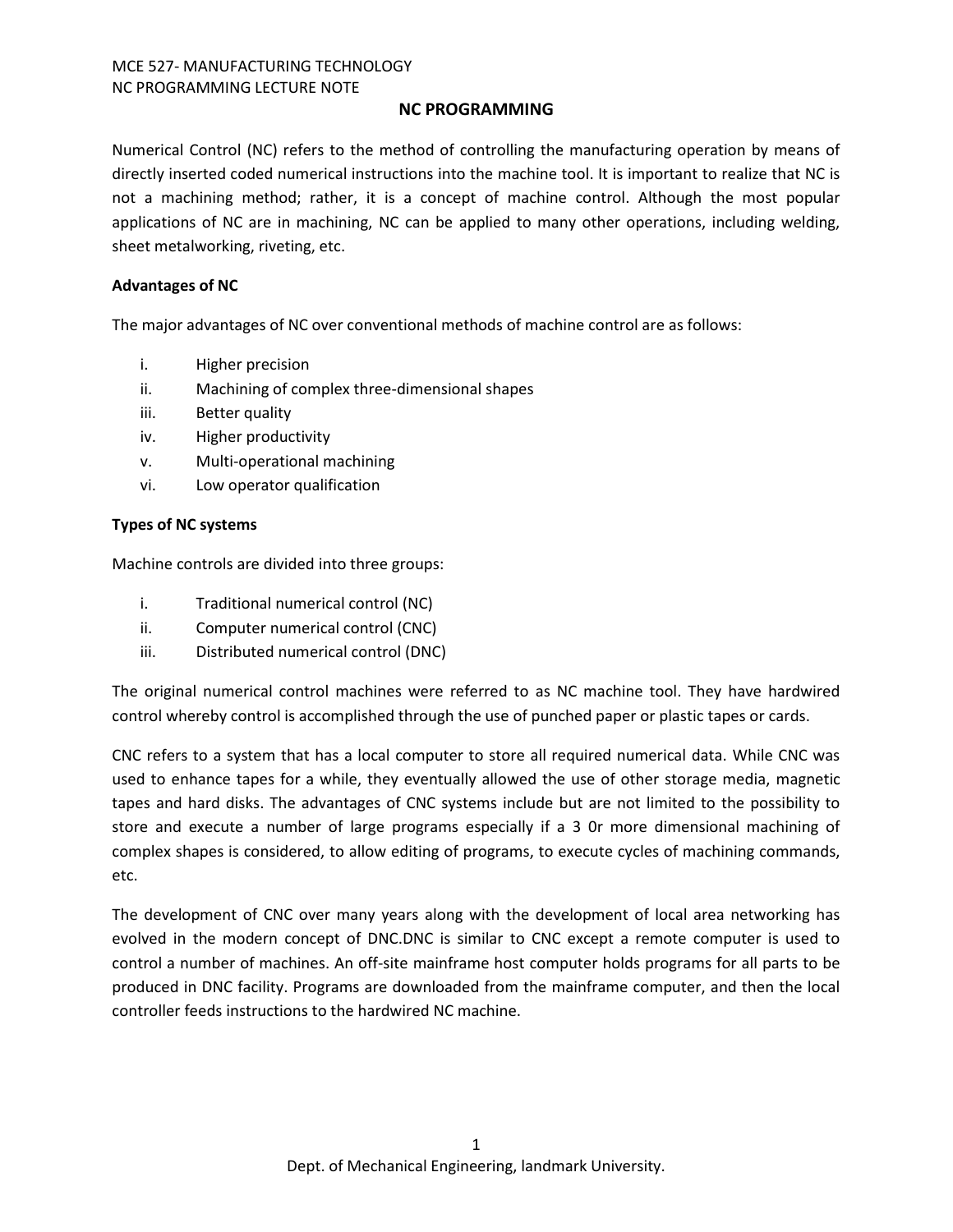MCE 527- MANUFACTURING TECHNOLOGY
NC PROGRAMMING LECTURE NOTE

# NC PROGRAMMING

Numerical Control (NC) refers to the method of controlling the manufacturing operation by means of directly inserted coded numerical instructions into the machine tool. It is important to realize that NC is not a machining method; rather, it is a concept of machine control. Although the most popular applications of NC are in machining, NC can be applied to many other operations, including welding, sheet metalworking, riveting, etc.

**Advantages of NC**

The major advantages of NC over conventional methods of machine control are as follows:

i. Higher precision
ii. Machining of complex three-dimensional shapes
iii. Better quality
iv. Higher productivity
v. Multi-operational machining
vi. Low operator qualification

**Types of NC systems**

Machine controls are divided into three groups:

i. Traditional numerical control (NC)
ii. Computer numerical control (CNC)
iii. Distributed numerical control (DNC)

The original numerical control machines were referred to as NC machine tool. They have hardwired control whereby control is accomplished through the use of punched paper or plastic tapes or cards.

CNC refers to a system that has a local computer to store all required numerical data. While CNC was used to enhance tapes for a while, they eventually allowed the use of other storage media, magnetic tapes and hard disks. The advantages of CNC systems include but are not limited to the possibility to store and execute a number of large programs especially if a 3 0r more dimensional machining of complex shapes is considered, to allow editing of programs, to execute cycles of machining commands, etc.

The development of CNC over many years along with the development of local area networking has evolved in the modern concept of DNC.DNC is similar to CNC except a remote computer is used to control a number of machines. An off-site mainframe host computer holds programs for all parts to be produced in DNC facility. Programs are downloaded from the mainframe computer, and then the local controller feeds instructions to the hardwired NC machine.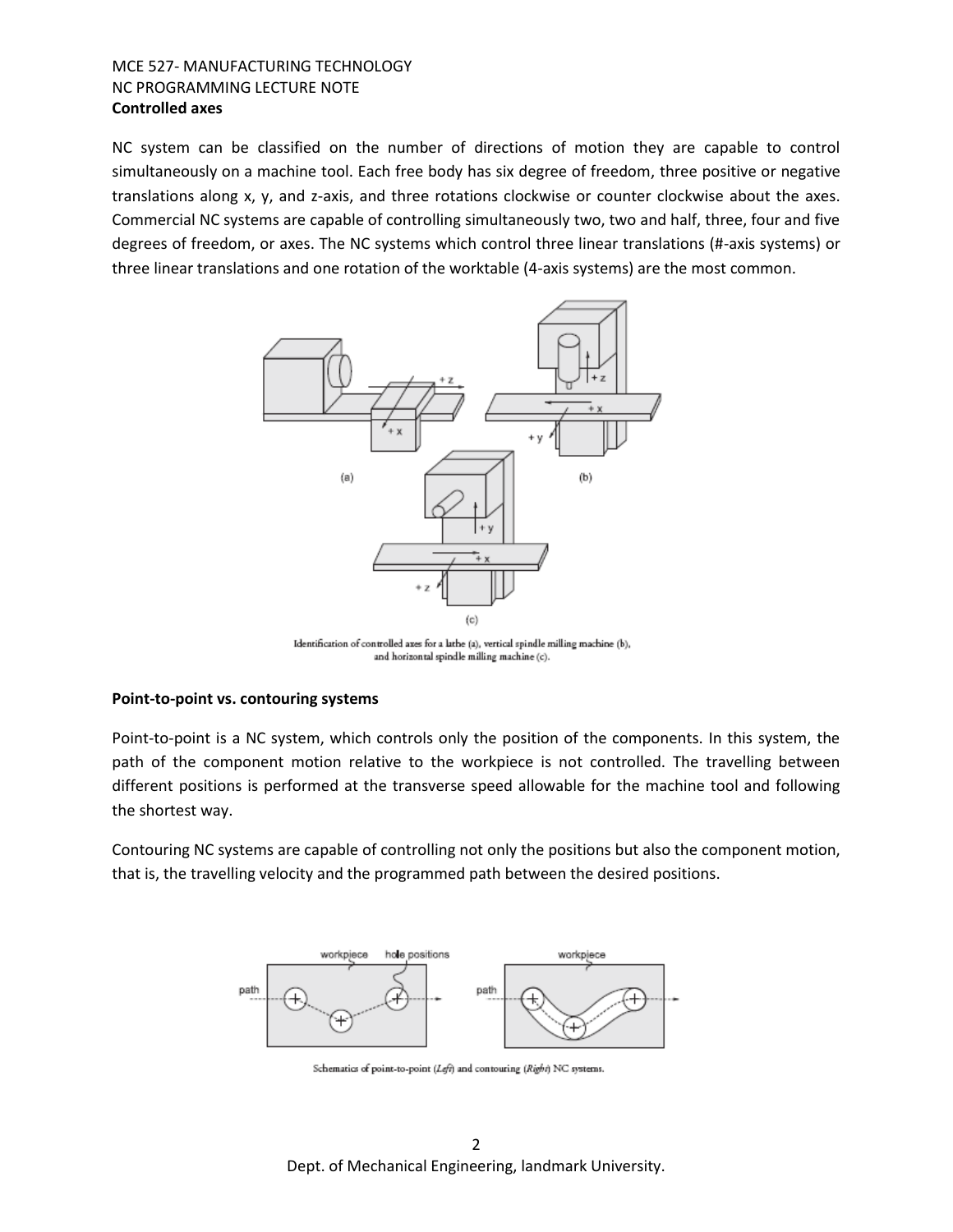**Controlled axes**

NC system can be classified on the number of directions of motion they are capable to control simultaneously on a machine tool. Each free body has six degree of freedom, three positive or negative translations along x, y, and z-axis, and three rotations clockwise or counter clockwise about the axes. Commercial NC systems are capable of controlling simultaneously two, two and half, three, four and five degrees of freedom, or axes. The NC systems which control three linear translations (#-axis systems) or three linear translations and one rotation of the worktable (4-axis systems) are the most common.

Identification of controlled axes for a lathe (a), vertical spindle milling machine (b), and horizontal spindle milling machine (c).

**Point-to-point vs. contouring systems**

Point-to-point is a NC system, which controls only the position of the components. In this system, the path of the component motion relative to the workpiece is not controlled. The travelling between different positions is performed at the transverse speed allowable for the machine tool and following the shortest way.

Contouring NC systems are capable of controlling not only the positions but also the component motion, that is, the travelling velocity and the programmed path between the desired positions.

Schematics of point-to-point (*Left*) and contouring (*Right*) NC systems.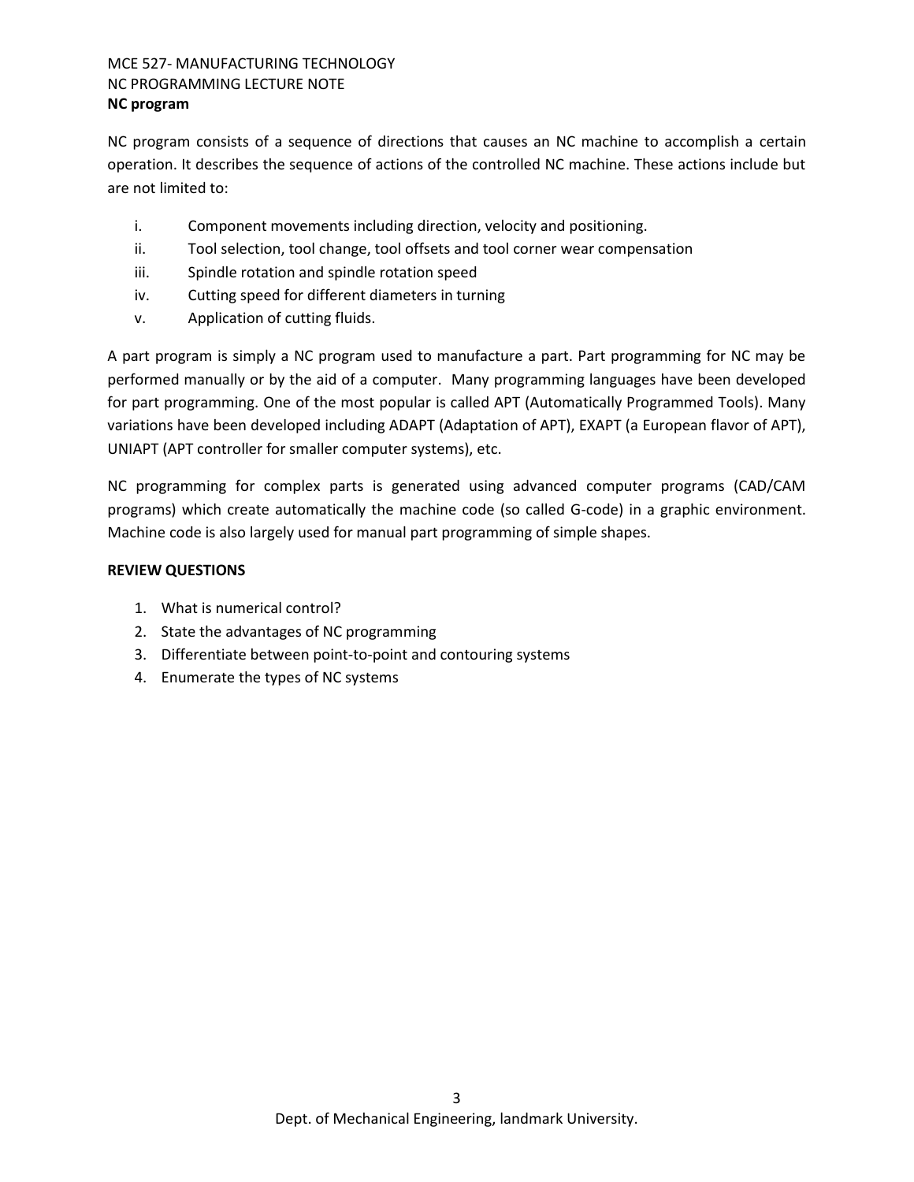MCE 527- MANUFACTURING TECHNOLOGY
NC PROGRAMMING LECTURE NOTE

**NC program**

NC program consists of a sequence of directions that causes an NC machine to accomplish a certain operation. It describes the sequence of actions of the controlled NC machine. These actions include but are not limited to:

i. Component movements including direction, velocity and positioning.
ii. Tool selection, tool change, tool offsets and tool corner wear compensation
iii. Spindle rotation and spindle rotation speed
iv. Cutting speed for different diameters in turning
v. Application of cutting fluids.

A part program is simply a NC program used to manufacture a part. Part programming for NC may be performed manually or by the aid of a computer. Many programming languages have been developed for part programming. One of the most popular is called APT (Automatically Programmed Tools). Many variations have been developed including ADAPT (Adaptation of APT), EXAPT (a European flavor of APT), UNIAPT (APT controller for smaller computer systems), etc.

NC programming for complex parts is generated using advanced computer programs (CAD/CAM programs) which create automatically the machine code (so called G-code) in a graphic environment. Machine code is also largely used for manual part programming of simple shapes.

**REVIEW QUESTIONS**

1. What is numerical control?
2. State the advantages of NC programming
3. Differentiate between point-to-point and contouring systems
4. Enumerate the types of NC systems